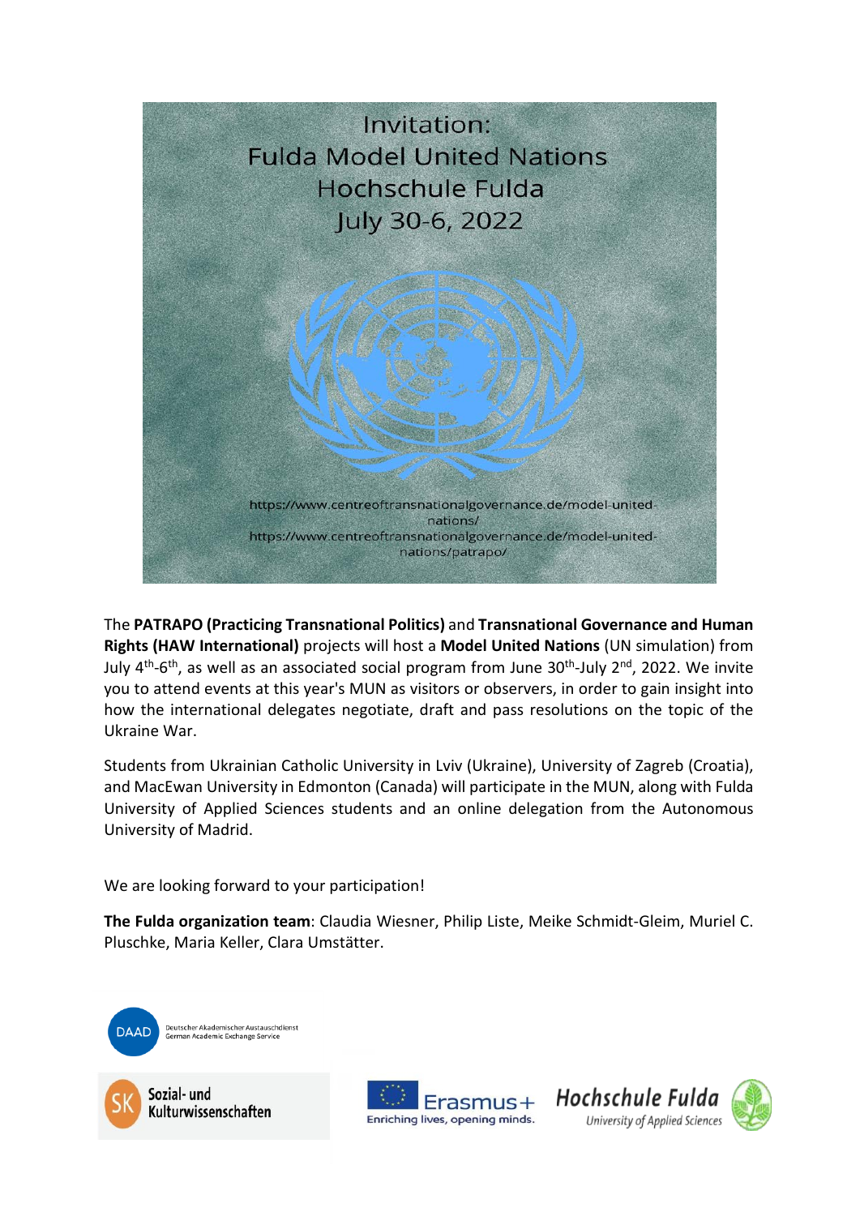# Invitation: Fulda Model United Nations Hochschule Fulda July 30-6, 2022

https://www.centreoftransnationalgovernance.de/model-united-nations/
https://www.centreoftransnationalgovernance.de/model-united-nations/patrapo/

The **PATRAPO (Practicing Transnational Politics)** and **Transnational Governance and Human Rights (HAW International)** projects will host a **Model United Nations** (UN simulation) from July 4th-6th, as well as an associated social program from June 30th-July 2nd, 2022. We invite you to attend events at this year's MUN as visitors or observers, in order to gain insight into how the international delegates negotiate, draft and pass resolutions on the topic of the Ukraine War.

Students from Ukrainian Catholic University in Lviv (Ukraine), University of Zagreb (Croatia), and MacEwan University in Edmonton (Canada) will participate in the MUN, along with Fulda University of Applied Sciences students and an online delegation from the Autonomous University of Madrid.

We are looking forward to your participation!

**The Fulda organization team**: Claudia Wiesner, Philip Liste, Meike Schmidt-Gleim, Muriel C. Pluschke, Maria Keller, Clara Umstätter.

DAAD Deutscher Akademischer Austauschdienst German Academic Exchange Service

SK Sozial- und Kulturwissenschaften

Erasmus+ Enriching lives, opening minds.

Hochschule Fulda University of Applied Sciences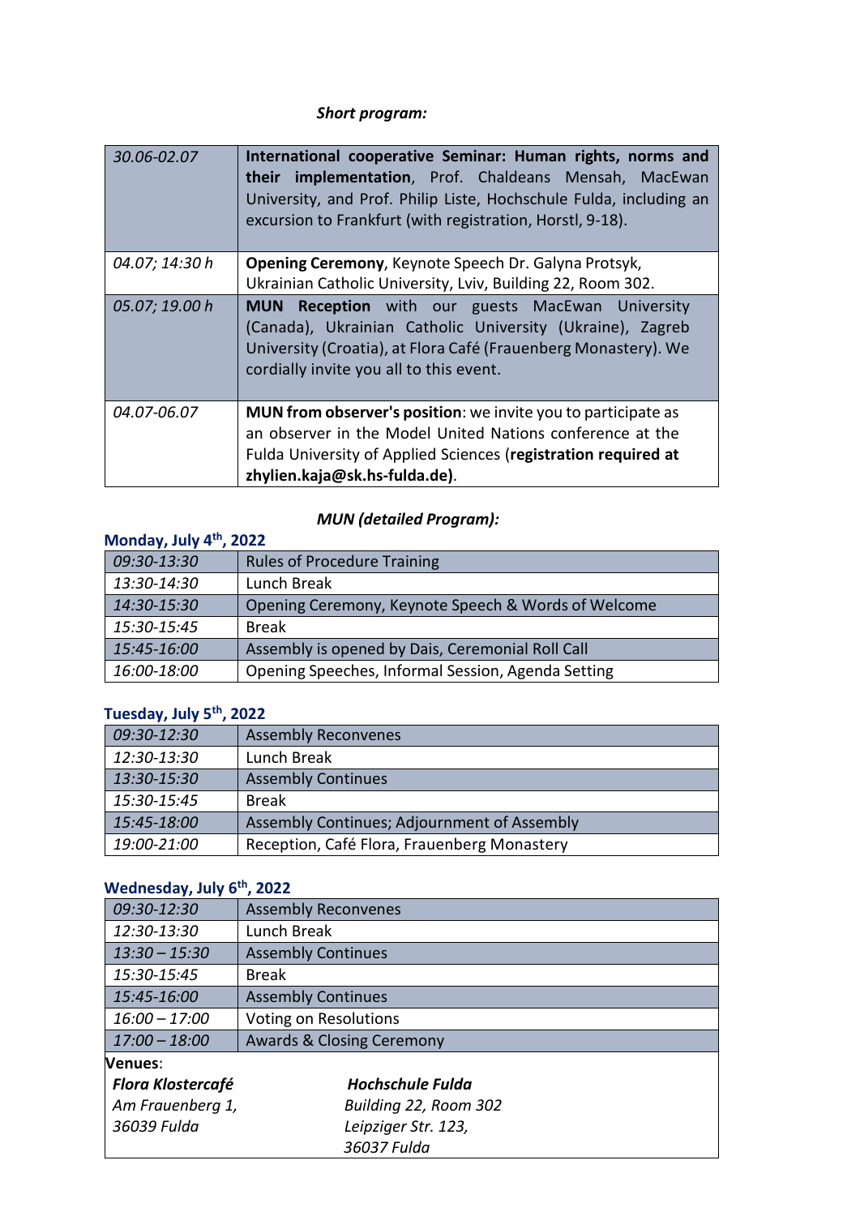***Short program:***

| | |
|---|---|
| *30.06-02.07* | **International cooperative Seminar: Human rights, norms and their implementation**, Prof. Chaldeans Mensah, MacEwan University, and Prof. Philip Liste, Hochschule Fulda, including an excursion to Frankfurt (with registration, Horstl, 9-18). |
| *04.07; 14:30 h* | **Opening Ceremony**, Keynote Speech Dr. Galyna Protsyk, Ukrainian Catholic University, Lviv, Building 22, Room 302. |
| *05.07; 19.00 h* | **MUN Reception** with our guests MacEwan University (Canada), Ukrainian Catholic University (Ukraine), Zagreb University (Croatia), at Flora Café (Frauenberg Monastery). We cordially invite you all to this event. |
| *04.07-06.07* | **MUN from observer's position**: we invite you to participate as an observer in the Model United Nations conference at the Fulda University of Applied Sciences (**registration required at zhylien.kaja@sk.hs-fulda.de)**. |

***MUN (detailed Program):***

### Monday, July 4th, 2022

| | |
|---|---|
| *09:30-13:30* | Rules of Procedure Training |
| *13:30-14:30* | Lunch Break |
| *14:30-15:30* | Opening Ceremony, Keynote Speech & Words of Welcome |
| *15:30-15:45* | Break |
| *15:45-16:00* | Assembly is opened by Dais, Ceremonial Roll Call |
| *16:00-18:00* | Opening Speeches, Informal Session, Agenda Setting |

### Tuesday, July 5th, 2022

| | |
|---|---|
| *09:30-12:30* | Assembly Reconvenes |
| *12:30-13:30* | Lunch Break |
| *13:30-15:30* | Assembly Continues |
| *15:30-15:45* | Break |
| *15:45-18:00* | Assembly Continues; Adjournment of Assembly |
| *19:00-21:00* | Reception, Café Flora, Frauenberg Monastery |

### Wednesday, July 6th, 2022

| | |
|---|---|
| *09:30-12:30* | Assembly Reconvenes |
| *12:30-13:30* | Lunch Break |
| *13:30 – 15:30* | Assembly Continues |
| *15:30-15:45* | Break |
| *15:45-16:00* | Assembly Continues |
| *16:00 – 17:00* | Voting on Resolutions |
| *17:00 – 18:00* | Awards & Closing Ceremony |

**Venues**:

| | |
|---|---|
| ***Flora Klostercafé*** | ***Hochschule Fulda*** |
| *Am Frauenberg 1,* | *Building 22, Room 302* |
| *36039 Fulda* | *Leipziger Str. 123,* |
| | *36037 Fulda* |